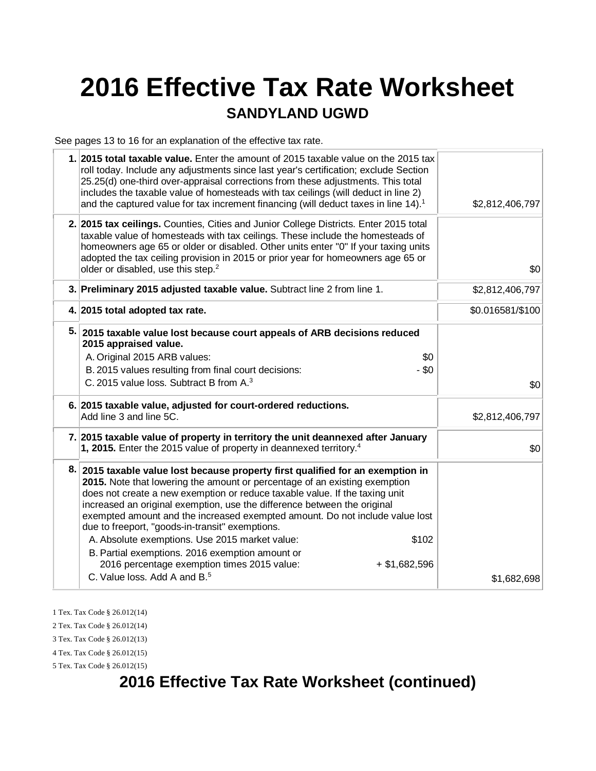# 2016 Effective Tax Rate Worksheet

## SANDYLAND UGWD

See pages 13 to 16 for an explanation of the effective tax rate.

| | | |
|---|---|---|
| 1. | **2015 total taxable value.** Enter the amount of 2015 taxable value on the 2015 tax roll today. Include any adjustments since last year's certification; exclude Section 25.25(d) one-third over-appraisal corrections from these adjustments. This total includes the taxable value of homesteads with tax ceilings (will deduct in line 2) and the captured value for tax increment financing (will deduct taxes in line 14).[1] | $2,812,406,797 |
| 2. | **2015 tax ceilings.** Counties, Cities and Junior College Districts. Enter 2015 total taxable value of homesteads with tax ceilings. These include the homesteads of homeowners age 65 or older or disabled. Other units enter "0" If your taxing units adopted the tax ceiling provision in 2015 or prior year for homeowners age 65 or older or disabled, use this step.[2] | $0 |
| 3. | **Preliminary 2015 adjusted taxable value.** Subtract line 2 from line 1. | $2,812,406,797 |
| 4. | **2015 total adopted tax rate.** | $0.016581/$100 |
| 5. | **2015 taxable value lost because court appeals of ARB decisions reduced 2015 appraised value.**<br>A. Original 2015 ARB values: $0<br>B. 2015 values resulting from final court decisions: - $0<br>C. 2015 value loss. Subtract B from A.[3] | $0 |
| 6. | **2015 taxable value, adjusted for court-ordered reductions.** Add line 3 and line 5C. | $2,812,406,797 |
| 7. | **2015 taxable value of property in territory the unit deannexed after January 1, 2015.** Enter the 2015 value of property in deannexed territory.[4] | $0 |
| 8. | **2015 taxable value lost because property first qualified for an exemption in 2015.** Note that lowering the amount or percentage of an existing exemption does not create a new exemption or reduce taxable value. If the taxing unit increased an original exemption, use the difference between the original exempted amount and the increased exempted amount. Do not include value lost due to freeport, "goods-in-transit" exemptions.<br>A. Absolute exemptions. Use 2015 market value: $102<br>B. Partial exemptions. 2016 exemption amount or 2016 percentage exemption times 2015 value: + $1,682,596<br>C. Value loss. Add A and B.[5] | $1,682,698 |

1 Tex. Tax Code § 26.012(14)

2 Tex. Tax Code § 26.012(14)

3 Tex. Tax Code § 26.012(13)

4 Tex. Tax Code § 26.012(15)

5 Tex. Tax Code § 26.012(15)

# 2016 Effective Tax Rate Worksheet (continued)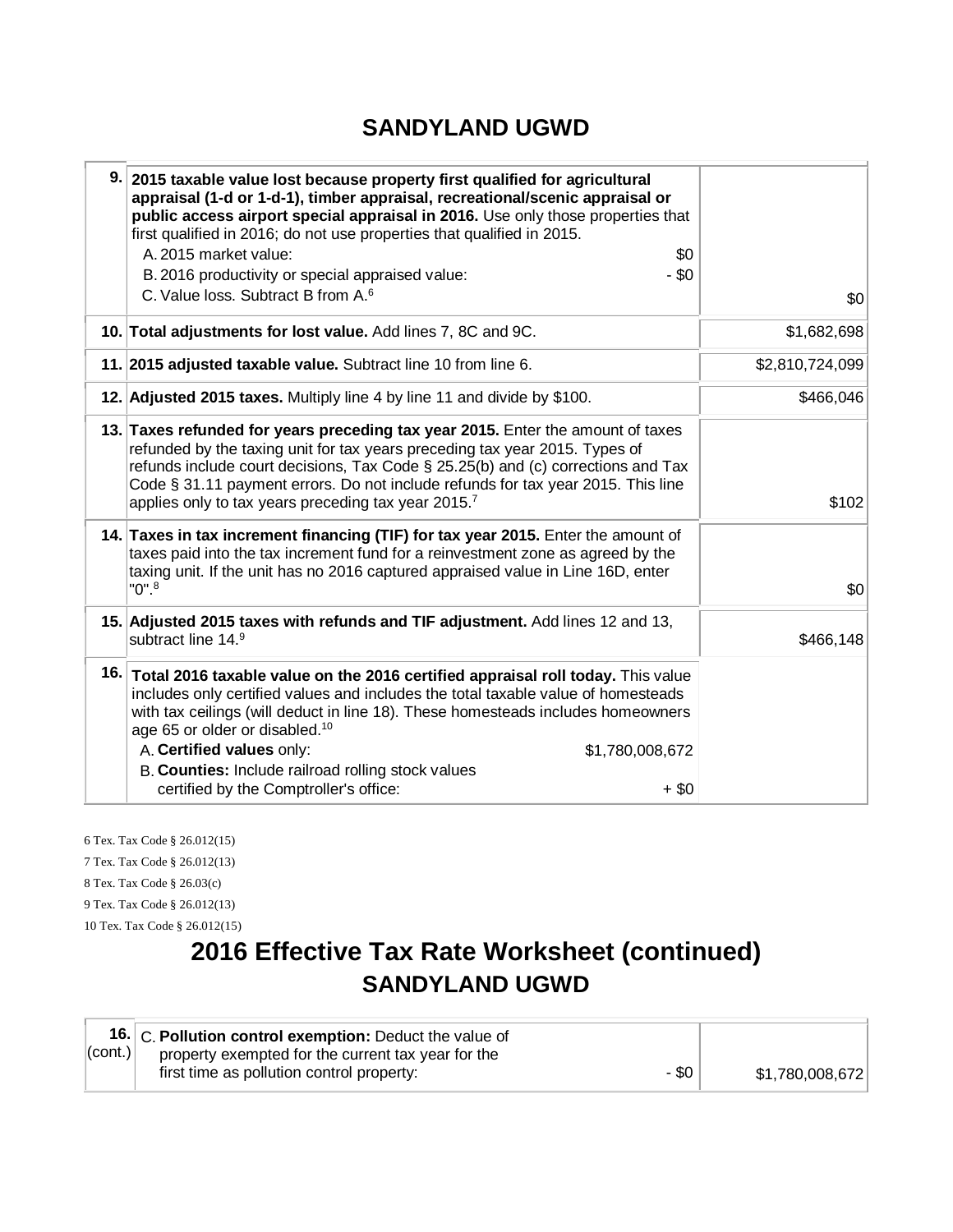## SANDYLAND UGWD

| | | |
|---|---|---|
| 9. | **2015 taxable value lost because property first qualified for agricultural appraisal (1-d or 1-d-1), timber appraisal, recreational/scenic appraisal or public access airport special appraisal in 2016.** Use only those properties that first qualified in 2016; do not use properties that qualified in 2015.<br>A. 2015 market value: $0<br>B. 2016 productivity or special appraised value: - $0<br>C. Value loss. Subtract B from A.[6] | $0 |
| 10. | **Total adjustments for lost value.** Add lines 7, 8C and 9C. | $1,682,698 |
| 11. | **2015 adjusted taxable value.** Subtract line 10 from line 6. | $2,810,724,099 |
| 12. | **Adjusted 2015 taxes.** Multiply line 4 by line 11 and divide by $100. | $466,046 |
| 13. | **Taxes refunded for years preceding tax year 2015.** Enter the amount of taxes refunded by the taxing unit for tax years preceding tax year 2015. Types of refunds include court decisions, Tax Code § 25.25(b) and (c) corrections and Tax Code § 31.11 payment errors. Do not include refunds for tax year 2015. This line applies only to tax years preceding tax year 2015.[7] | $102 |
| 14. | **Taxes in tax increment financing (TIF) for tax year 2015.** Enter the amount of taxes paid into the tax increment fund for a reinvestment zone as agreed by the taxing unit. If the unit has no 2016 captured appraised value in Line 16D, enter "0".[8] | $0 |
| 15. | **Adjusted 2015 taxes with refunds and TIF adjustment.** Add lines 12 and 13, subtract line 14.[9] | $466,148 |
| 16. | **Total 2016 taxable value on the 2016 certified appraisal roll today.** This value includes only certified values and includes the total taxable value of homesteads with tax ceilings (will deduct in line 18). These homesteads includes homeowners age 65 or older or disabled.[10]<br>A. **Certified values** only: $1,780,008,672<br>B. **Counties:** Include railroad rolling stock values certified by the Comptroller's office: + $0 | |

6 Tex. Tax Code § 26.012(15)

7 Tex. Tax Code § 26.012(13)

8 Tex. Tax Code § 26.03(c)

9 Tex. Tax Code § 26.012(13)

10 Tex. Tax Code § 26.012(15)

# 2016 Effective Tax Rate Worksheet (continued)

## SANDYLAND UGWD

| | | |
|---|---|---|
| 16. (cont.) | C. **Pollution control exemption:** Deduct the value of property exempted for the current tax year for the first time as pollution control property: - $0 | $1,780,008,672 |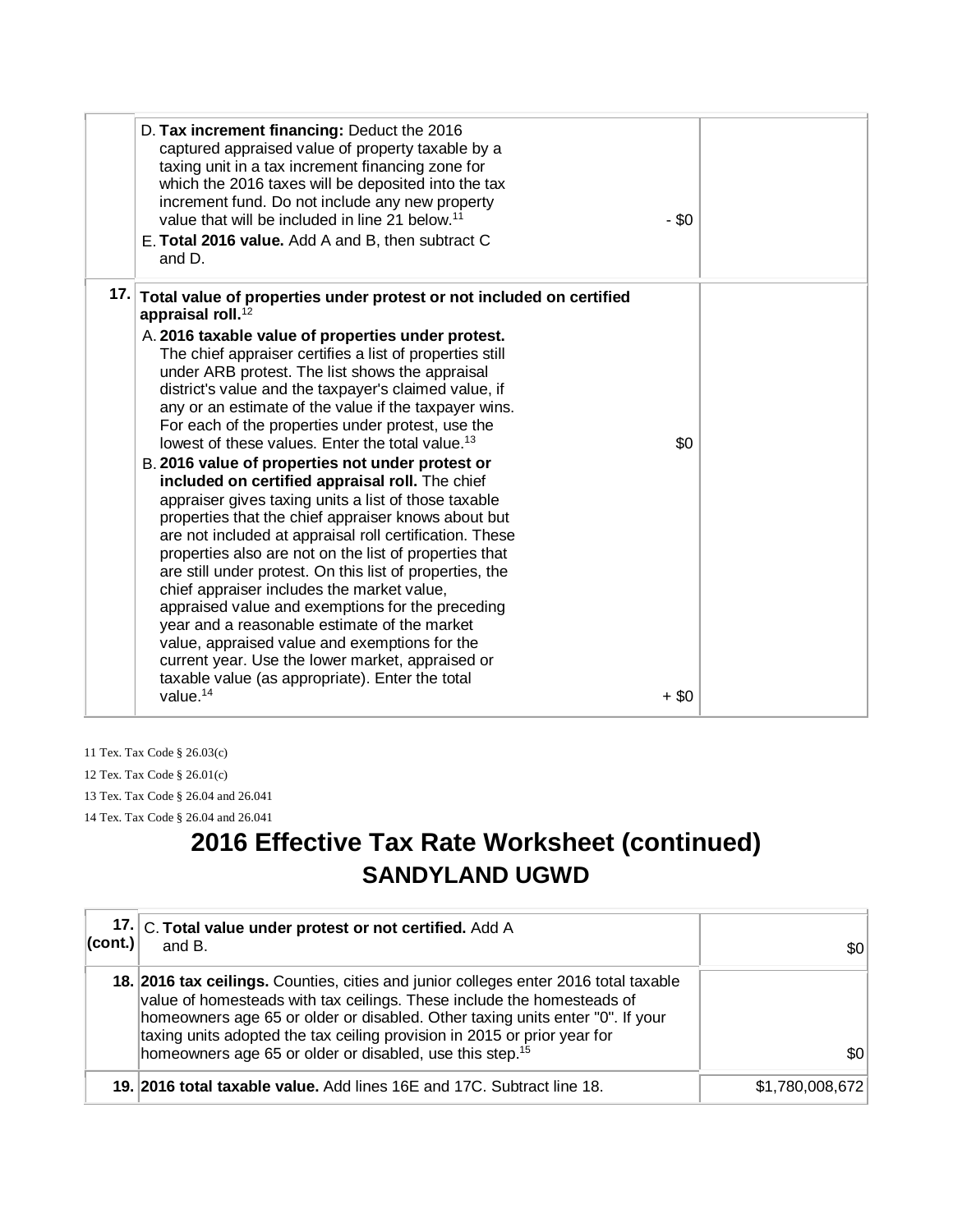| | | |
|---|---|---|
| | D. **Tax increment financing:** Deduct the 2016 captured appraised value of property taxable by a taxing unit in a tax increment financing zone for which the 2016 taxes will be deposited into the tax increment fund. Do not include any new property value that will be included in line 21 below.[11] - $0<br>E. **Total 2016 value.** Add A and B, then subtract C and D. | |
| **17.** | **Total value of properties under protest or not included on certified appraisal roll.**[12]<br>A. **2016 taxable value of properties under protest.** The chief appraiser certifies a list of properties still under ARB protest. The list shows the appraisal district's value and the taxpayer's claimed value, if any or an estimate of the value if the taxpayer wins. For each of the properties under protest, use the lowest of these values. Enter the total value.[13] $0<br>B. **2016 value of properties not under protest or included on certified appraisal roll.** The chief appraiser gives taxing units a list of those taxable properties that the chief appraiser knows about but are not included at appraisal roll certification. These properties also are not on the list of properties that are still under protest. On this list of properties, the chief appraiser includes the market value, appraised value and exemptions for the preceding year and a reasonable estimate of the market value, appraised value and exemptions for the current year. Use the lower market, appraised or taxable value (as appropriate). Enter the total value.[14] + $0 | |

11 Tex. Tax Code § 26.03(c)

12 Tex. Tax Code § 26.01(c)

13 Tex. Tax Code § 26.04 and 26.041

14 Tex. Tax Code § 26.04 and 26.041

# 2016 Effective Tax Rate Worksheet (continued)

## SANDYLAND UGWD

| | | |
|---|---|---|
| **17. (cont.)** | C. **Total value under protest or not certified.** Add A and B. | $0 |
| **18.** | **2016 tax ceilings.** Counties, cities and junior colleges enter 2016 total taxable value of homesteads with tax ceilings. These include the homesteads of homeowners age 65 or older or disabled. Other taxing units enter "0". If your taxing units adopted the tax ceiling provision in 2015 or prior year for homeowners age 65 or older or disabled, use this step.[15] | $0 |
| **19.** | **2016 total taxable value.** Add lines 16E and 17C. Subtract line 18. | $1,780,008,672 |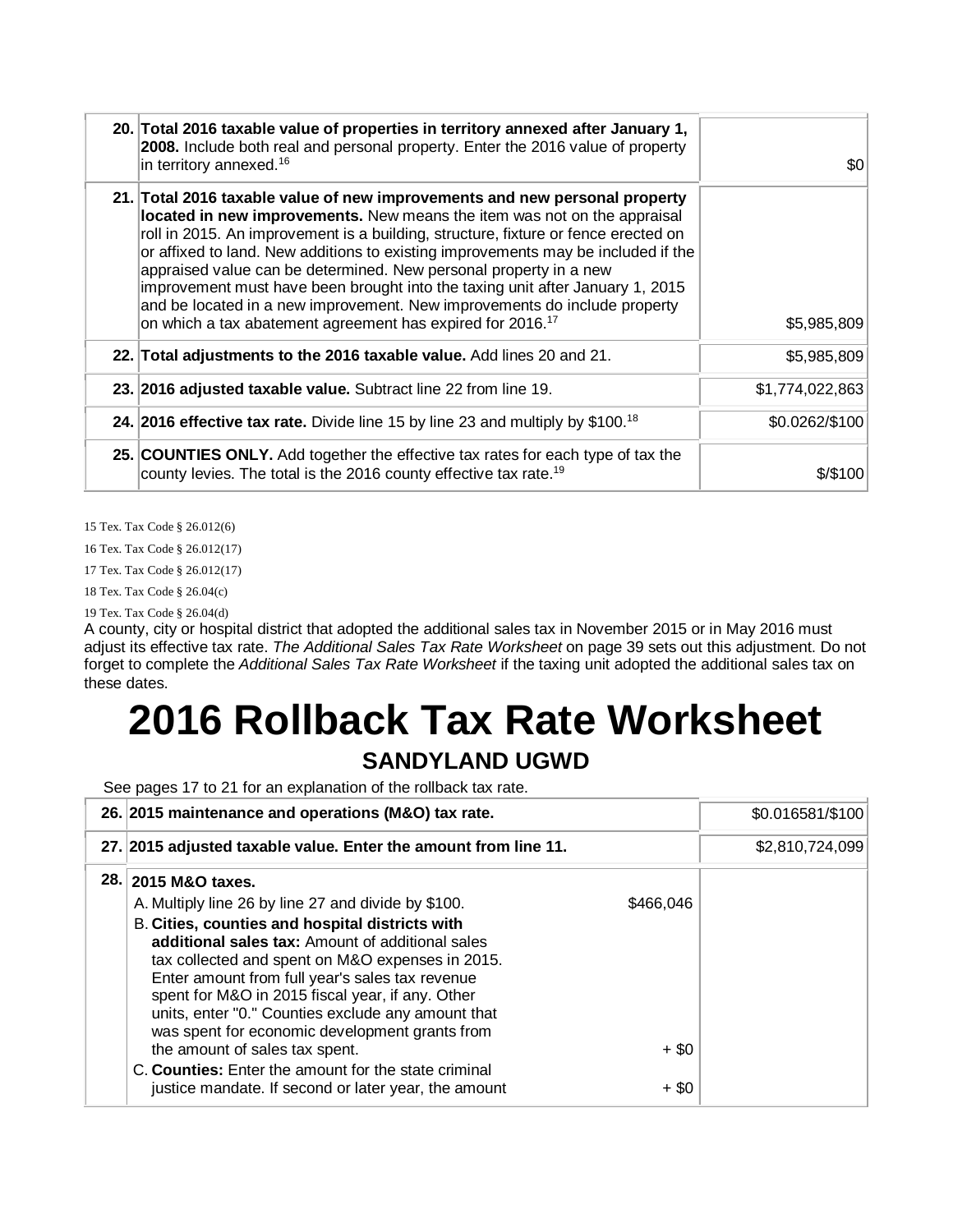| | | |
|---|---|---|
| 20. | **Total 2016 taxable value of properties in territory annexed after January 1, 2008.** Include both real and personal property. Enter the 2016 value of property in territory annexed.[16] | $0 |
| 21. | **Total 2016 taxable value of new improvements and new personal property located in new improvements.** New means the item was not on the appraisal roll in 2015. An improvement is a building, structure, fixture or fence erected on or affixed to land. New additions to existing improvements may be included if the appraised value can be determined. New personal property in a new improvement must have been brought into the taxing unit after January 1, 2015 and be located in a new improvement. New improvements do include property on which a tax abatement agreement has expired for 2016.[17] | $5,985,809 |
| 22. | **Total adjustments to the 2016 taxable value.** Add lines 20 and 21. | $5,985,809 |
| 23. | **2016 adjusted taxable value.** Subtract line 22 from line 19. | $1,774,022,863 |
| 24. | **2016 effective tax rate.** Divide line 15 by line 23 and multiply by $100.[18] | $0.0262/$100 |
| 25. | **COUNTIES ONLY.** Add together the effective tax rates for each type of tax the county levies. The total is the 2016 county effective tax rate.[19] | $/$100 |

15 Tex. Tax Code § 26.012(6)

16 Tex. Tax Code § 26.012(17)

17 Tex. Tax Code § 26.012(17)

18 Tex. Tax Code § 26.04(c)

19 Tex. Tax Code § 26.04(d)

A county, city or hospital district that adopted the additional sales tax in November 2015 or in May 2016 must adjust its effective tax rate. *The Additional Sales Tax Rate Worksheet* on page 39 sets out this adjustment. Do not forget to complete the *Additional Sales Tax Rate Worksheet* if the taxing unit adopted the additional sales tax on these dates.

# 2016 Rollback Tax Rate Worksheet

## SANDYLAND UGWD

See pages 17 to 21 for an explanation of the rollback tax rate.

| | | | |
|---|---|---|---|
| 26. | **2015 maintenance and operations (M&O) tax rate.** | | $0.016581/$100 |
| 27. | **2015 adjusted taxable value. Enter the amount from line 11.** | | $2,810,724,099 |
| 28. | **2015 M&O taxes.** | | |
| | A. Multiply line 26 by line 27 and divide by $100. | $466,046 | |
| | B. **Cities, counties and hospital districts with additional sales tax:** Amount of additional sales tax collected and spent on M&O expenses in 2015. Enter amount from full year's sales tax revenue spent for M&O in 2015 fiscal year, if any. Other units, enter "0." Counties exclude any amount that was spent for economic development grants from the amount of sales tax spent. | + $0 | |
| | C. **Counties:** Enter the amount for the state criminal justice mandate. If second or later year, the amount | + $0 | |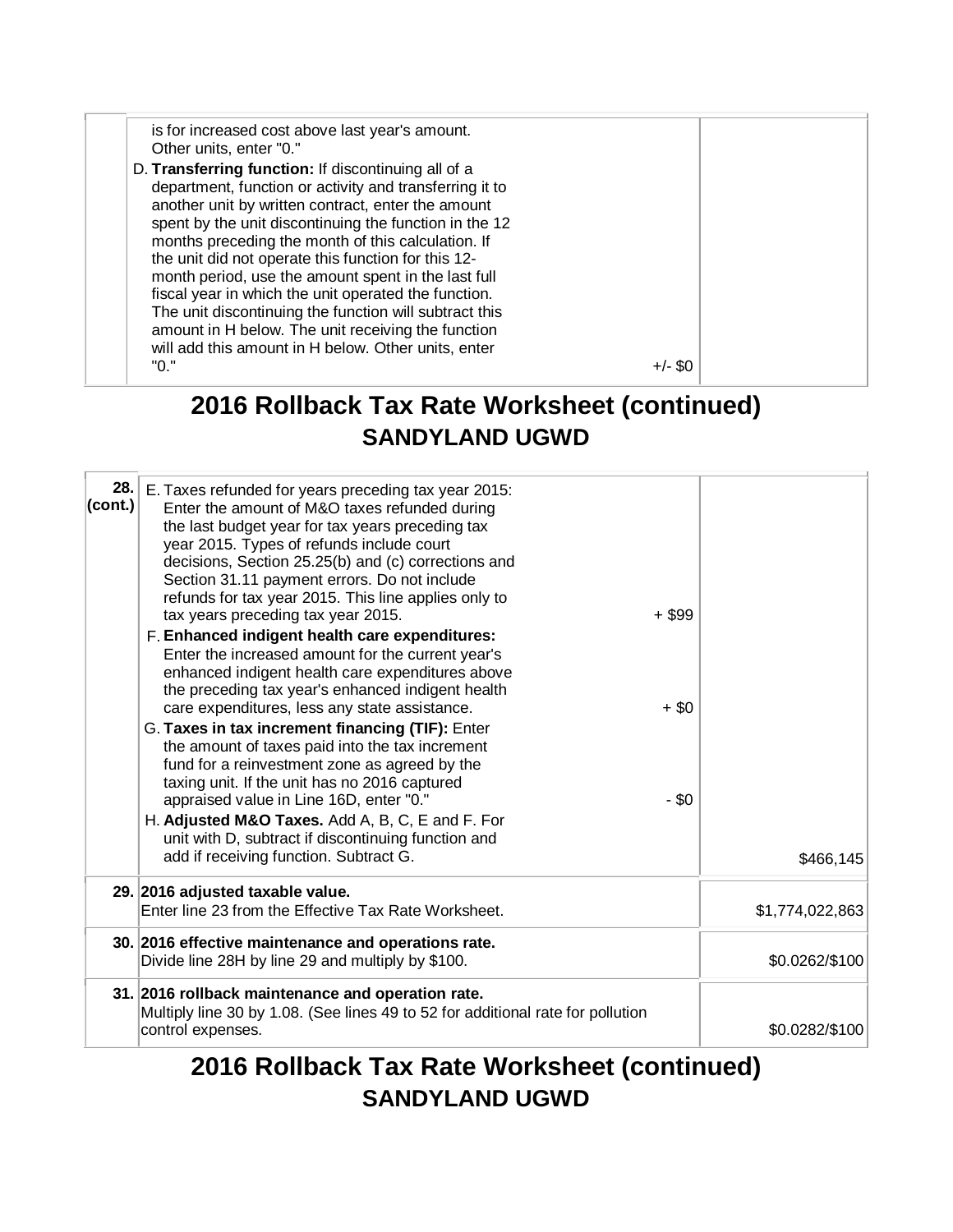| | | |
|---|---|---|
| | is for increased cost above last year's amount. Other units, enter "0."<br>D. **Transferring function:** If discontinuing all of a department, function or activity and transferring it to another unit by written contract, enter the amount spent by the unit discontinuing the function in the 12 months preceding the month of this calculation. If the unit did not operate this function for this 12-month period, use the amount spent in the last full fiscal year in which the unit operated the function. The unit discontinuing the function will subtract this amount in H below. The unit receiving the function will add this amount in H below. Other units, enter "0." +/- $0 | |

## 2016 Rollback Tax Rate Worksheet (continued)
## SANDYLAND UGWD

| | | |
|---|---|---|
| **28. (cont.)** | E. Taxes refunded for years preceding tax year 2015: Enter the amount of M&O taxes refunded during the last budget year for tax years preceding tax year 2015. Types of refunds include court decisions, Section 25.25(b) and (c) corrections and Section 31.11 payment errors. Do not include refunds for tax year 2015. This line applies only to tax years preceding tax year 2015. + $99<br>F. **Enhanced indigent health care expenditures:** Enter the increased amount for the current year's enhanced indigent health care expenditures above the preceding tax year's enhanced indigent health care expenditures, less any state assistance. + $0<br>G. **Taxes in tax increment financing (TIF):** Enter the amount of taxes paid into the tax increment fund for a reinvestment zone as agreed by the taxing unit. If the unit has no 2016 captured appraised value in Line 16D, enter "0." - $0<br>H. **Adjusted M&O Taxes.** Add A, B, C, E and F. For unit with D, subtract if discontinuing function and add if receiving function. Subtract G. | $466,145 |
| **29.** | **2016 adjusted taxable value.**<br>Enter line 23 from the Effective Tax Rate Worksheet. | $1,774,022,863 |
| **30.** | **2016 effective maintenance and operations rate.**<br>Divide line 28H by line 29 and multiply by $100. | $0.0262/$100 |
| **31.** | **2016 rollback maintenance and operation rate.**<br>Multiply line 30 by 1.08. (See lines 49 to 52 for additional rate for pollution control expenses. | $0.0282/$100 |

## 2016 Rollback Tax Rate Worksheet (continued)
## SANDYLAND UGWD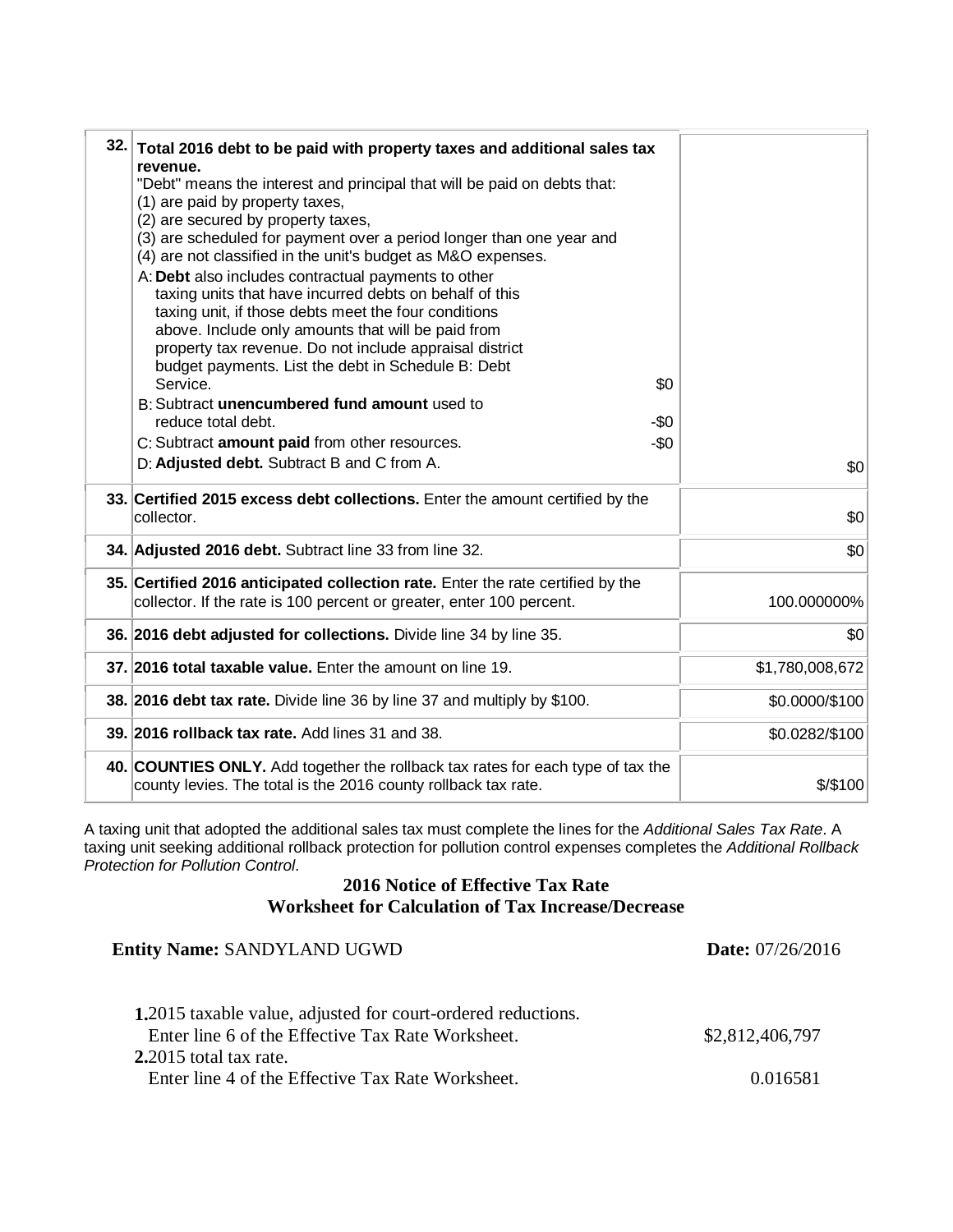| | | |
|---|---|---|
| 32. | **Total 2016 debt to be paid with property taxes and additional sales tax revenue.**<br>"Debt" means the interest and principal that will be paid on debts that:<br>(1) are paid by property taxes,<br>(2) are secured by property taxes,<br>(3) are scheduled for payment over a period longer than one year and<br>(4) are not classified in the unit's budget as M&O expenses.<br>A: **Debt** also includes contractual payments to other taxing units that have incurred debts on behalf of this taxing unit, if those debts meet the four conditions above. Include only amounts that will be paid from property tax revenue. Do not include appraisal district budget payments. List the debt in Schedule B: Debt Service. $0<br>B: Subtract **unencumbered fund amount** used to reduce total debt. -$0<br>C: Subtract **amount paid** from other resources. -$0<br>D: **Adjusted debt.** Subtract B and C from A. | $0 |
| 33. | **Certified 2015 excess debt collections.** Enter the amount certified by the collector. | $0 |
| 34. | **Adjusted 2016 debt.** Subtract line 33 from line 32. | $0 |
| 35. | **Certified 2016 anticipated collection rate.** Enter the rate certified by the collector. If the rate is 100 percent or greater, enter 100 percent. | 100.000000% |
| 36. | **2016 debt adjusted for collections.** Divide line 34 by line 35. | $0 |
| 37. | **2016 total taxable value.** Enter the amount on line 19. | $1,780,008,672 |
| 38. | **2016 debt tax rate.** Divide line 36 by line 37 and multiply by $100. | $0.0000/$100 |
| 39. | **2016 rollback tax rate.** Add lines 31 and 38. | $0.0282/$100 |
| 40. | **COUNTIES ONLY.** Add together the rollback tax rates for each type of tax the county levies. The total is the 2016 county rollback tax rate. | $/$100 |

A taxing unit that adopted the additional sales tax must complete the lines for the *Additional Sales Tax Rate*. A taxing unit seeking additional rollback protection for pollution control expenses completes the *Additional Rollback Protection for Pollution Control*.

## 2016 Notice of Effective Tax Rate
## Worksheet for Calculation of Tax Increase/Decrease

**Entity Name:** SANDYLAND UGWD **Date:** 07/26/2016

| | |
|---|---|
| **1.** 2015 taxable value, adjusted for court-ordered reductions.<br>Enter line 6 of the Effective Tax Rate Worksheet. | $2,812,406,797 |
| **2.** 2015 total tax rate.<br>Enter line 4 of the Effective Tax Rate Worksheet. | 0.016581 |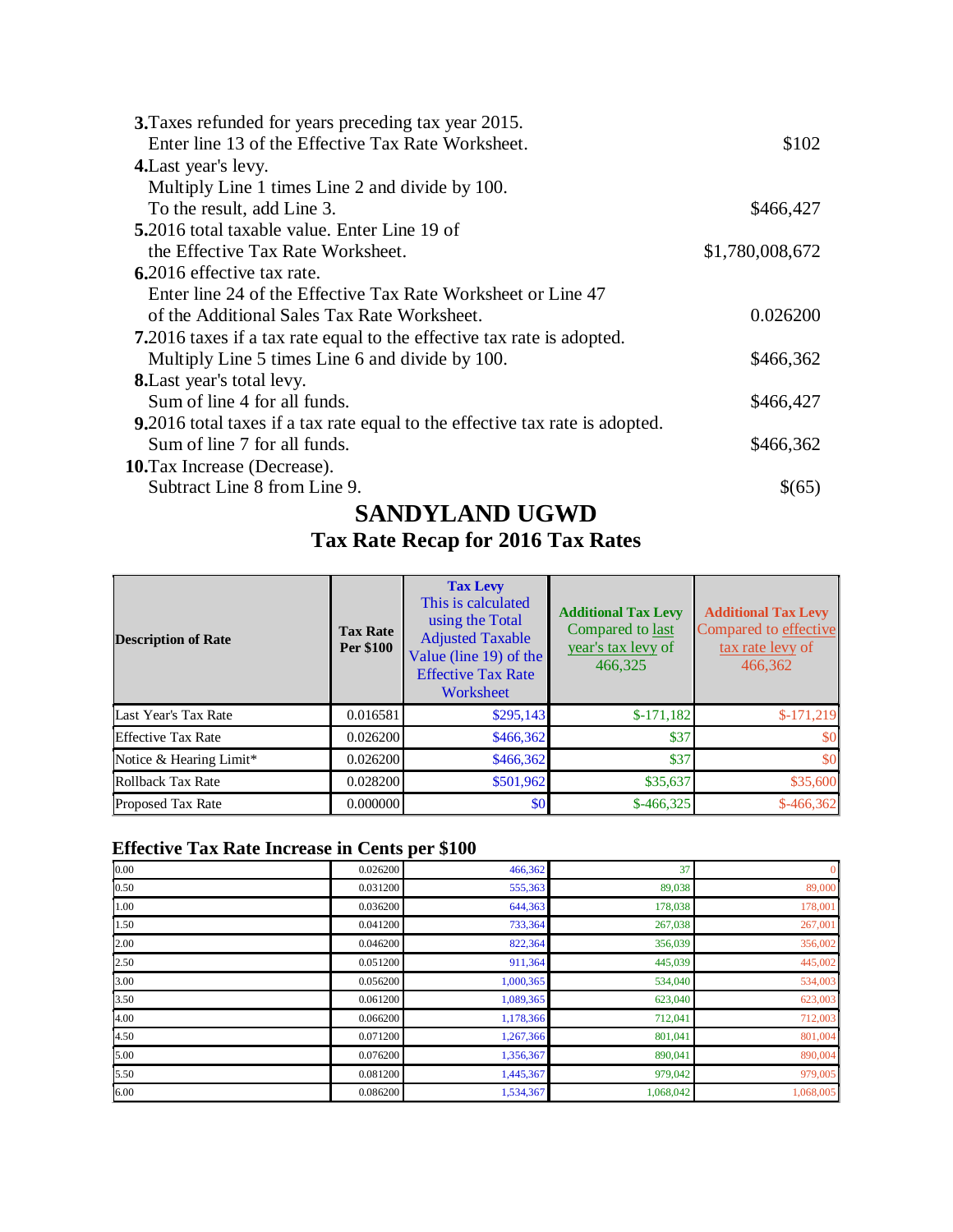**3.**Taxes refunded for years preceding tax year 2015.
Enter line 13 of the Effective Tax Rate Worksheet. $102

**4.**Last year's levy.
Multiply Line 1 times Line 2 and divide by 100.
To the result, add Line 3. $466,427

**5.**2016 total taxable value. Enter Line 19 of
the Effective Tax Rate Worksheet. $1,780,008,672

**6.**2016 effective tax rate.
Enter line 24 of the Effective Tax Rate Worksheet or Line 47
of the Additional Sales Tax Rate Worksheet. 0.026200

**7.**2016 taxes if a tax rate equal to the effective tax rate is adopted.
Multiply Line 5 times Line 6 and divide by 100. $466,362

**8.**Last year's total levy.
Sum of line 4 for all funds. $466,427

**9.**2016 total taxes if a tax rate equal to the effective tax rate is adopted.
Sum of line 7 for all funds. $466,362

**10.**Tax Increase (Decrease).
Subtract Line 8 from Line 9. $(65)

# SANDYLAND UGWD

## Tax Rate Recap for 2016 Tax Rates

| Description of Rate | Tax Rate Per $100 | Tax Levy This is calculated using the Total Adjusted Taxable Value (line 19) of the Effective Tax Rate Worksheet | Additional Tax Levy Compared to last year's tax levy of 466,325 | Additional Tax Levy Compared to effective tax rate levy of 466,362 |
|---|---|---|---|---|
| Last Year's Tax Rate | 0.016581 | $295,143 | $-171,182 | $-171,219 |
| Effective Tax Rate | 0.026200 | $466,362 | $37 | $0 |
| Notice & Hearing Limit* | 0.026200 | $466,362 | $37 | $0 |
| Rollback Tax Rate | 0.028200 | $501,962 | $35,637 | $35,600 |
| Proposed Tax Rate | 0.000000 | $0 | $-466,325 | $-466,362 |

### Effective Tax Rate Increase in Cents per $100

| | | | | |
|---|---|---|---|---|
| 0.00 | 0.026200 | 466,362 | 37 | 0 |
| 0.50 | 0.031200 | 555,363 | 89,038 | 89,000 |
| 1.00 | 0.036200 | 644,363 | 178,038 | 178,001 |
| 1.50 | 0.041200 | 733,364 | 267,038 | 267,001 |
| 2.00 | 0.046200 | 822,364 | 356,039 | 356,002 |
| 2.50 | 0.051200 | 911,364 | 445,039 | 445,002 |
| 3.00 | 0.056200 | 1,000,365 | 534,040 | 534,003 |
| 3.50 | 0.061200 | 1,089,365 | 623,040 | 623,003 |
| 4.00 | 0.066200 | 1,178,366 | 712,041 | 712,003 |
| 4.50 | 0.071200 | 1,267,366 | 801,041 | 801,004 |
| 5.00 | 0.076200 | 1,356,367 | 890,041 | 890,004 |
| 5.50 | 0.081200 | 1,445,367 | 979,042 | 979,005 |
| 6.00 | 0.086200 | 1,534,367 | 1,068,042 | 1,068,005 |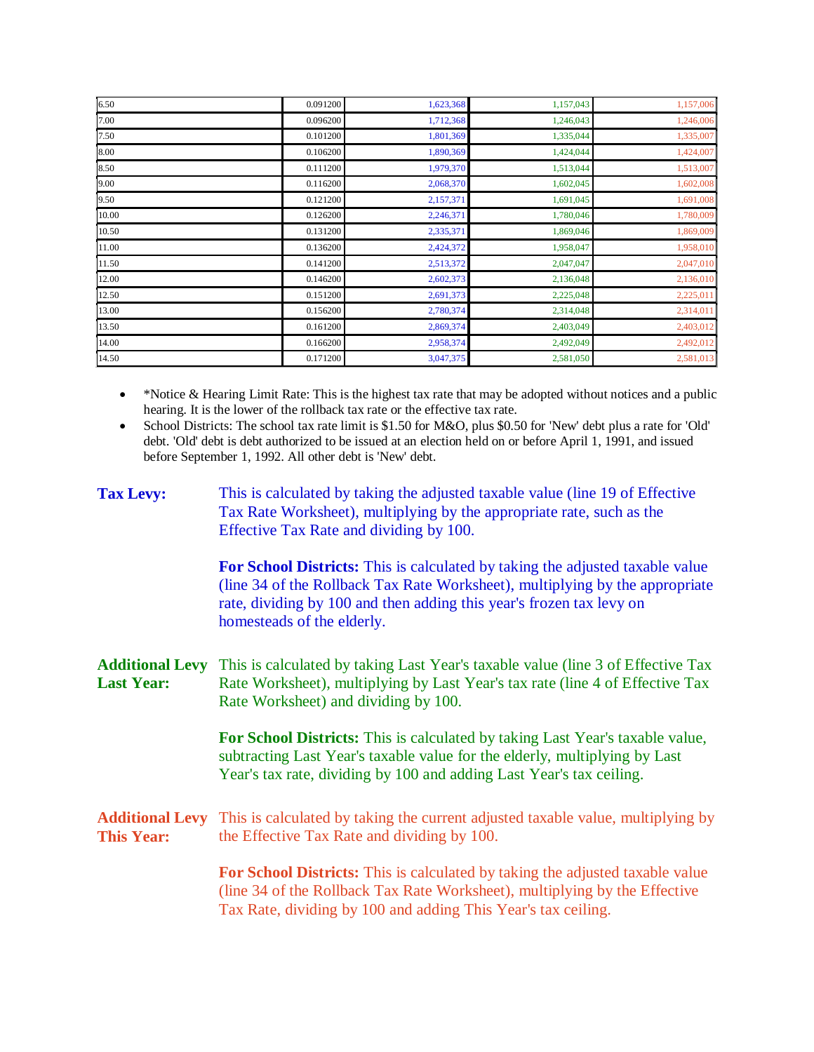| | | | | |
|---|---|---|---|---|
| 6.50 | 0.091200 | 1,623,368 | 1,157,043 | 1,157,006 |
| 7.00 | 0.096200 | 1,712,368 | 1,246,043 | 1,246,006 |
| 7.50 | 0.101200 | 1,801,369 | 1,335,044 | 1,335,007 |
| 8.00 | 0.106200 | 1,890,369 | 1,424,044 | 1,424,007 |
| 8.50 | 0.111200 | 1,979,370 | 1,513,044 | 1,513,007 |
| 9.00 | 0.116200 | 2,068,370 | 1,602,045 | 1,602,008 |
| 9.50 | 0.121200 | 2,157,371 | 1,691,045 | 1,691,008 |
| 10.00 | 0.126200 | 2,246,371 | 1,780,046 | 1,780,009 |
| 10.50 | 0.131200 | 2,335,371 | 1,869,046 | 1,869,009 |
| 11.00 | 0.136200 | 2,424,372 | 1,958,047 | 1,958,010 |
| 11.50 | 0.141200 | 2,513,372 | 2,047,047 | 2,047,010 |
| 12.00 | 0.146200 | 2,602,373 | 2,136,048 | 2,136,010 |
| 12.50 | 0.151200 | 2,691,373 | 2,225,048 | 2,225,011 |
| 13.00 | 0.156200 | 2,780,374 | 2,314,048 | 2,314,011 |
| 13.50 | 0.161200 | 2,869,374 | 2,403,049 | 2,403,012 |
| 14.00 | 0.166200 | 2,958,374 | 2,492,049 | 2,492,012 |
| 14.50 | 0.171200 | 3,047,375 | 2,581,050 | 2,581,013 |

- *Notice & Hearing Limit Rate: This is the highest tax rate that may be adopted without notices and a public hearing. It is the lower of the rollback tax rate or the effective tax rate.
- School Districts: The school tax rate limit is $1.50 for M&O, plus $0.50 for 'New' debt plus a rate for 'Old' debt. 'Old' debt is debt authorized to be issued at an election held on or before April 1, 1991, and issued before September 1, 1992. All other debt is 'New' debt.

**Tax Levy:** This is calculated by taking the adjusted taxable value (line 19 of Effective Tax Rate Worksheet), multiplying by the appropriate rate, such as the Effective Tax Rate and dividing by 100.

**For School Districts:** This is calculated by taking the adjusted taxable value (line 34 of the Rollback Tax Rate Worksheet), multiplying by the appropriate rate, dividing by 100 and then adding this year's frozen tax levy on homesteads of the elderly.

**Additional Levy Last Year:** This is calculated by taking Last Year's taxable value (line 3 of Effective Tax Rate Worksheet), multiplying by Last Year's tax rate (line 4 of Effective Tax Rate Worksheet) and dividing by 100.

**For School Districts:** This is calculated by taking Last Year's taxable value, subtracting Last Year's taxable value for the elderly, multiplying by Last Year's tax rate, dividing by 100 and adding Last Year's tax ceiling.

**Additional Levy This Year:** This is calculated by taking the current adjusted taxable value, multiplying by the Effective Tax Rate and dividing by 100.

**For School Districts:** This is calculated by taking the adjusted taxable value (line 34 of the Rollback Tax Rate Worksheet), multiplying by the Effective Tax Rate, dividing by 100 and adding This Year's tax ceiling.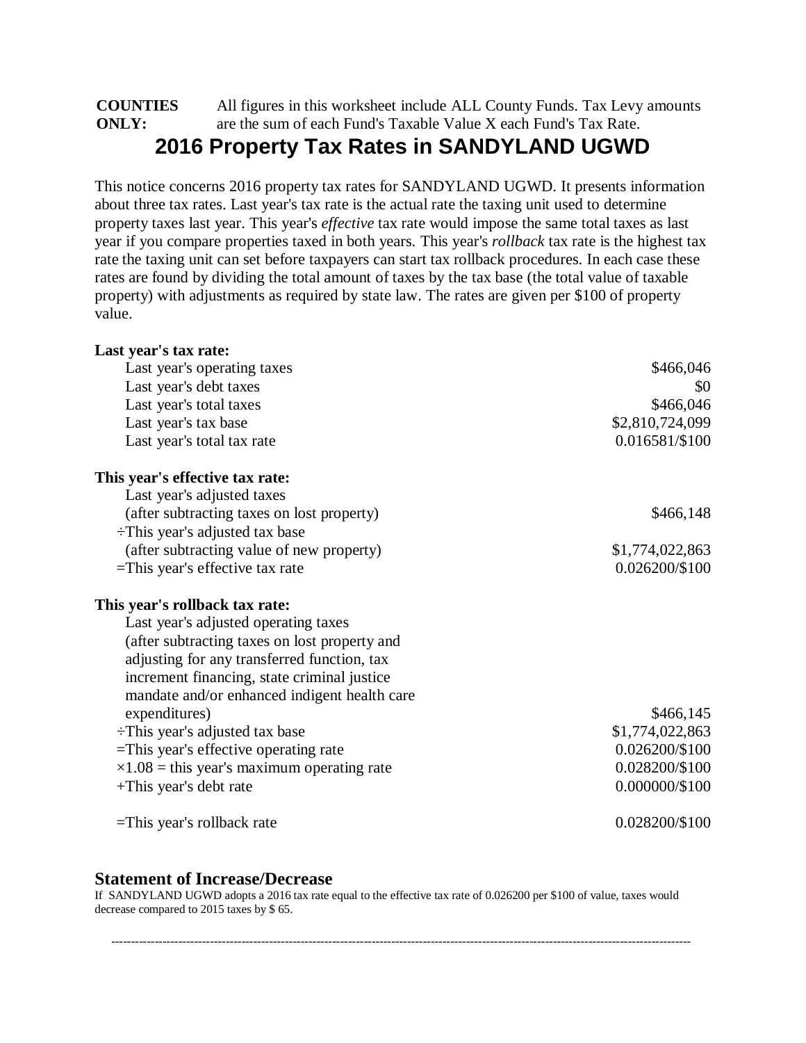**COUNTIES ONLY:** All figures in this worksheet include ALL County Funds. Tax Levy amounts are the sum of each Fund's Taxable Value X each Fund's Tax Rate.

# 2016 Property Tax Rates in SANDYLAND UGWD

This notice concerns 2016 property tax rates for SANDYLAND UGWD. It presents information about three tax rates. Last year's tax rate is the actual rate the taxing unit used to determine property taxes last year. This year's *effective* tax rate would impose the same total taxes as last year if you compare properties taxed in both years. This year's *rollback* tax rate is the highest tax rate the taxing unit can set before taxpayers can start tax rollback procedures. In each case these rates are found by dividing the total amount of taxes by the tax base (the total value of taxable property) with adjustments as required by state law. The rates are given per $100 of property value.

**Last year's tax rate:**

| | |
|---|---|
| Last year's operating taxes | $466,046 |
| Last year's debt taxes | $0 |
| Last year's total taxes | $466,046 |
| Last year's tax base | $2,810,724,099 |
| Last year's total tax rate | 0.016581/$100 |

**This year's effective tax rate:**

| | |
|---|---|
| Last year's adjusted taxes (after subtracting taxes on lost property) | $466,148 |
| ÷This year's adjusted tax base (after subtracting value of new property) | $1,774,022,863 |
| =This year's effective tax rate | 0.026200/$100 |

**This year's rollback tax rate:**

| | |
|---|---|
| Last year's adjusted operating taxes (after subtracting taxes on lost property and adjusting for any transferred function, tax increment financing, state criminal justice mandate and/or enhanced indigent health care expenditures) | $466,145 |
| ÷This year's adjusted tax base | $1,774,022,863 |
| =This year's effective operating rate | 0.026200/$100 |
| ×1.08 = this year's maximum operating rate | 0.028200/$100 |
| +This year's debt rate | 0.000000/$100 |
| =This year's rollback rate | 0.028200/$100 |

## Statement of Increase/Decrease

If SANDYLAND UGWD adopts a 2016 tax rate equal to the effective tax rate of 0.026200 per $100 of value, taxes would decrease compared to 2015 taxes by $ 65.

---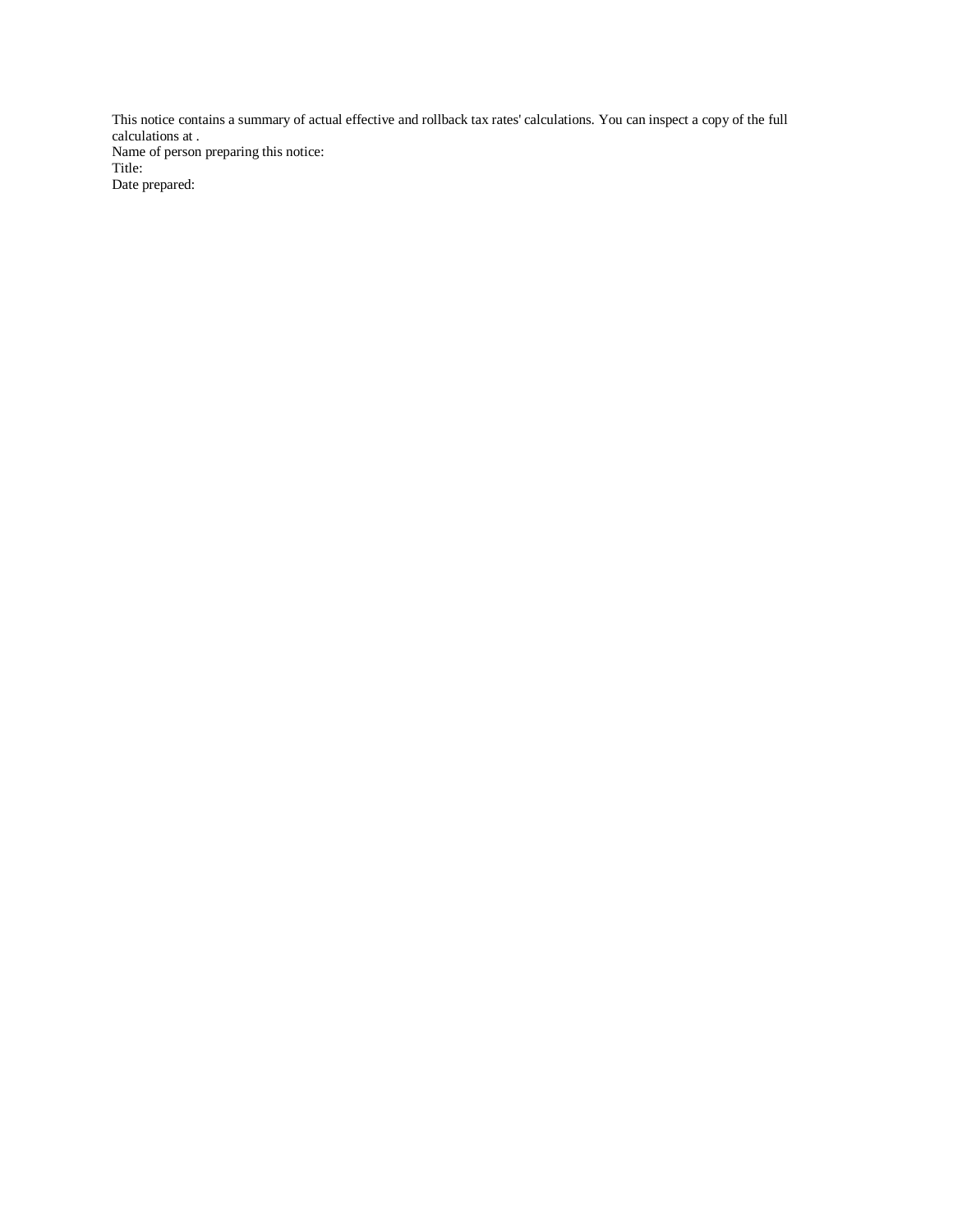This notice contains a summary of actual effective and rollback tax rates' calculations. You can inspect a copy of the full calculations at .

Name of person preparing this notice:

Title:

Date prepared: